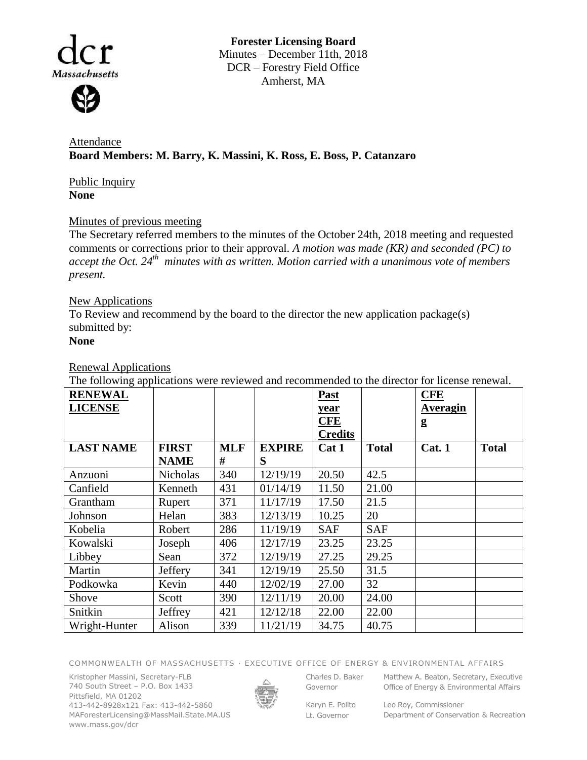**Forester Licensing Board**
Minutes – December 11th, 2018
DCR – Forestry Field Office
Amherst, MA

Attendance
**Board Members: M. Barry, K. Massini, K. Ross, E. Boss, P. Catanzaro**

Public Inquiry
**None**

Minutes of previous meeting
The Secretary referred members to the minutes of the October 24th, 2018 meeting and requested comments or corrections prior to their approval. *A motion was made (KR) and seconded (PC) to accept the Oct. 24th minutes with as written. Motion carried with a unanimous vote of members present.*

New Applications
To Review and recommend by the board to the director the new application package(s) submitted by:
**None**

Renewal Applications
The following applications were reviewed and recommended to the director for license renewal.

| **RENEWAL LICENSE** | | | | **Past year CFE Credits** | | **CFE Averaging** | |
|---|---|---|---|---|---|---|---|
| **LAST NAME** | **FIRST NAME** | **MLF #** | **EXPIRES** | **Cat 1** | **Total** | **Cat. 1** | **Total** |
| Anzuoni | Nicholas | 340 | 12/19/19 | 20.50 | 42.5 | | |
| Canfield | Kenneth | 431 | 01/14/19 | 11.50 | 21.00 | | |
| Grantham | Rupert | 371 | 11/17/19 | 17.50 | 21.5 | | |
| Johnson | Helan | 383 | 12/13/19 | 10.25 | 20 | | |
| Kobelia | Robert | 286 | 11/19/19 | SAF | SAF | | |
| Kowalski | Joseph | 406 | 12/17/19 | 23.25 | 23.25 | | |
| Libbey | Sean | 372 | 12/19/19 | 27.25 | 29.25 | | |
| Martin | Jeffery | 341 | 12/19/19 | 25.50 | 31.5 | | |
| Podkowka | Kevin | 440 | 12/02/19 | 27.00 | 32 | | |
| Shove | Scott | 390 | 12/11/19 | 20.00 | 24.00 | | |
| Snitkin | Jeffrey | 421 | 12/12/18 | 22.00 | 22.00 | | |
| Wright-Hunter | Alison | 339 | 11/21/19 | 34.75 | 40.75 | | |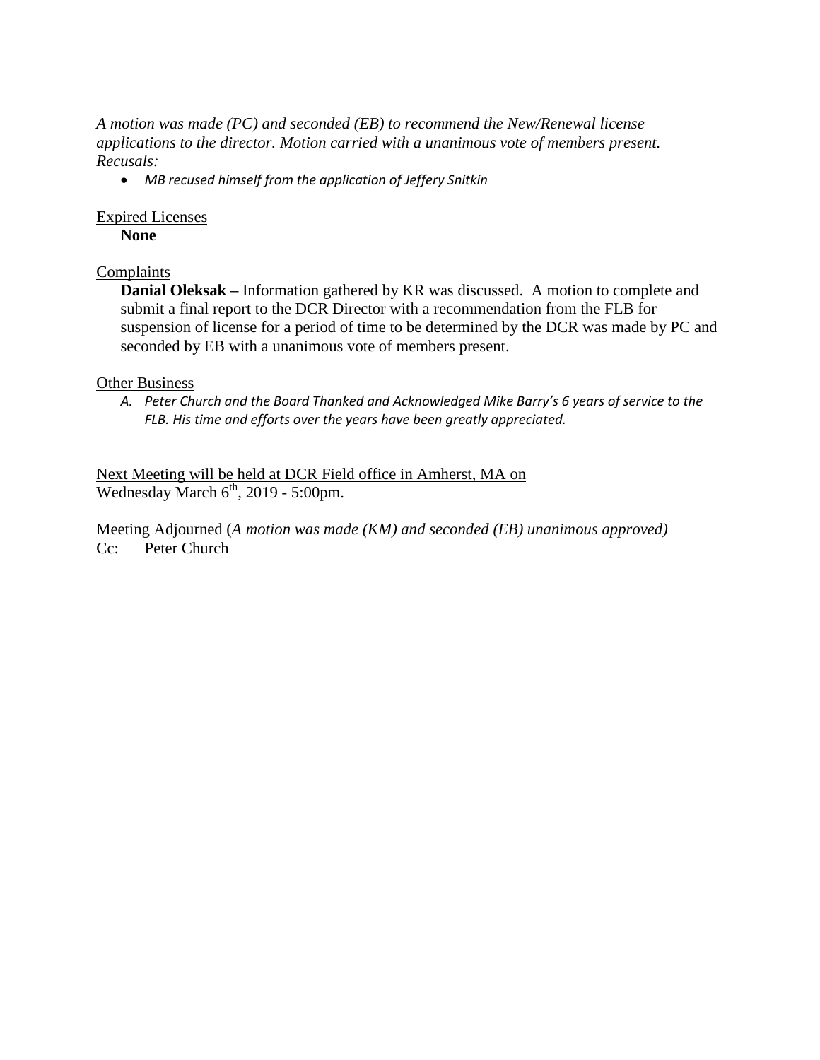*A motion was made (PC) and seconded (EB) to recommend the New/Renewal license applications to the director. Motion carried with a unanimous vote of members present. Recusals:*

- *MB recused himself from the application of Jeffery Snitkin*

<u>Expired Licenses</u>

**None**

<u>Complaints</u>

**Danial Oleksak** – Information gathered by KR was discussed. A motion to complete and submit a final report to the DCR Director with a recommendation from the FLB for suspension of license for a period of time to be determined by the DCR was made by PC and seconded by EB with a unanimous vote of members present.

<u>Other Business</u>

A. *Peter Church and the Board Thanked and Acknowledged Mike Barry's 6 years of service to the FLB. His time and efforts over the years have been greatly appreciated.*

<u>Next Meeting will be held at DCR Field office in Amherst, MA on</u>
Wednesday March 6th, 2019 - 5:00pm.

Meeting Adjourned (*A motion was made (KM) and seconded (EB) unanimous approved)*
Cc: Peter Church